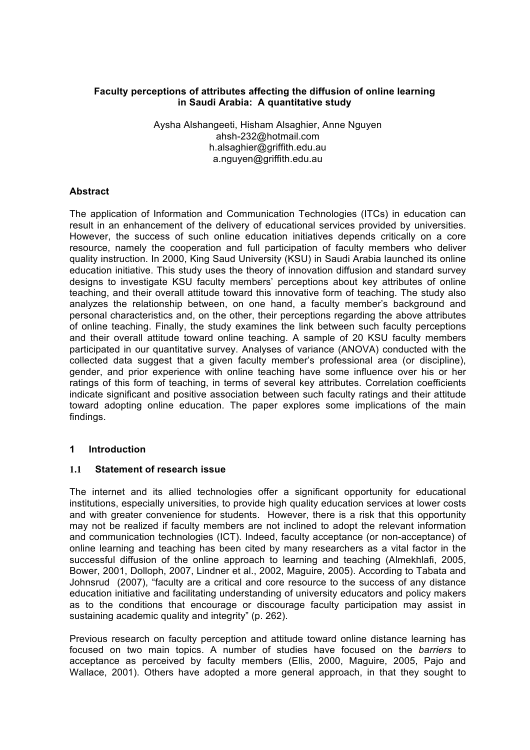**Faculty perceptions of attributes affecting the diffusion of online learning in Saudi Arabia: A quantitative study**

Aysha Alshangeeti, Hisham Alsaghier, Anne Nguyen
ahsh-232@hotmail.com
h.alsaghier@griffith.edu.au
a.nguyen@griffith.edu.au

### Abstract

The application of Information and Communication Technologies (ITCs) in education can result in an enhancement of the delivery of educational services provided by universities. However, the success of such online education initiatives depends critically on a core resource, namely the cooperation and full participation of faculty members who deliver quality instruction. In 2000, King Saud University (KSU) in Saudi Arabia launched its online education initiative. This study uses the theory of innovation diffusion and standard survey designs to investigate KSU faculty members' perceptions about key attributes of online teaching, and their overall attitude toward this innovative form of teaching. The study also analyzes the relationship between, on one hand, a faculty member's background and personal characteristics and, on the other, their perceptions regarding the above attributes of online teaching. Finally, the study examines the link between such faculty perceptions and their overall attitude toward online teaching. A sample of 20 KSU faculty members participated in our quantitative survey. Analyses of variance (ANOVA) conducted with the collected data suggest that a given faculty member's professional area (or discipline), gender, and prior experience with online teaching have some influence over his or her ratings of this form of teaching, in terms of several key attributes. Correlation coefficients indicate significant and positive association between such faculty ratings and their attitude toward adopting online education. The paper explores some implications of the main findings.

## 1 Introduction

### 1.1 Statement of research issue

The internet and its allied technologies offer a significant opportunity for educational institutions, especially universities, to provide high quality education services at lower costs and with greater convenience for students. However, there is a risk that this opportunity may not be realized if faculty members are not inclined to adopt the relevant information and communication technologies (ICT). Indeed, faculty acceptance (or non-acceptance) of online learning and teaching has been cited by many researchers as a vital factor in the successful diffusion of the online approach to learning and teaching (Almekhlafi, 2005, Bower, 2001, Dolloph, 2007, Lindner et al., 2002, Maguire, 2005). According to Tabata and Johnsrud (2007), "faculty are a critical and core resource to the success of any distance education initiative and facilitating understanding of university educators and policy makers as to the conditions that encourage or discourage faculty participation may assist in sustaining academic quality and integrity" (p. 262).

Previous research on faculty perception and attitude toward online distance learning has focused on two main topics. A number of studies have focused on the *barriers* to acceptance as perceived by faculty members (Ellis, 2000, Maguire, 2005, Pajo and Wallace, 2001). Others have adopted a more general approach, in that they sought to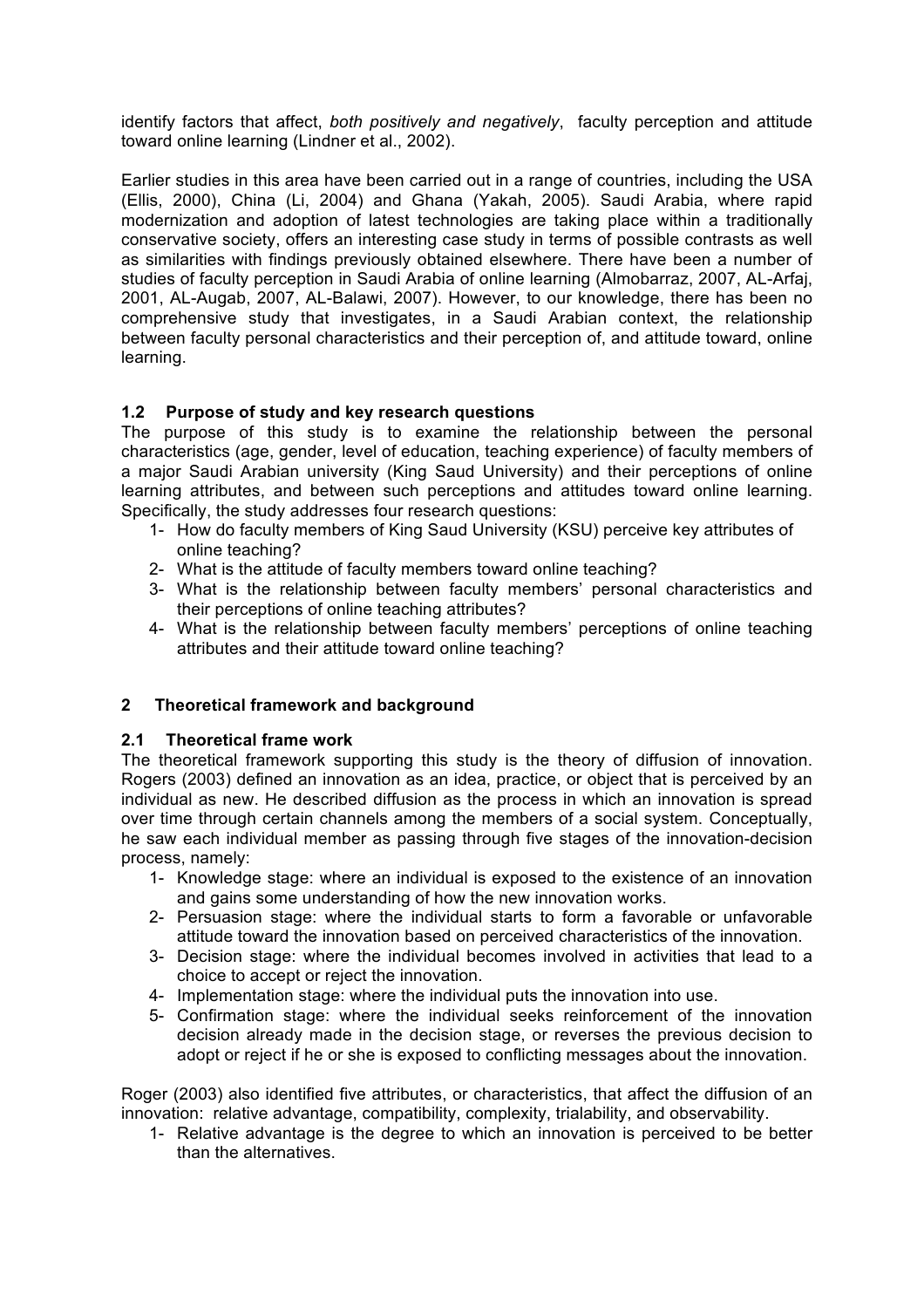identify factors that affect, *both positively and negatively*, faculty perception and attitude toward online learning (Lindner et al., 2002).

Earlier studies in this area have been carried out in a range of countries, including the USA (Ellis, 2000), China (Li, 2004) and Ghana (Yakah, 2005). Saudi Arabia, where rapid modernization and adoption of latest technologies are taking place within a traditionally conservative society, offers an interesting case study in terms of possible contrasts as well as similarities with findings previously obtained elsewhere. There have been a number of studies of faculty perception in Saudi Arabia of online learning (Almobarraz, 2007, AL-Arfaj, 2001, AL-Augab, 2007, AL-Balawi, 2007). However, to our knowledge, there has been no comprehensive study that investigates, in a Saudi Arabian context, the relationship between faculty personal characteristics and their perception of, and attitude toward, online learning.

### 1.2 Purpose of study and key research questions

The purpose of this study is to examine the relationship between the personal characteristics (age, gender, level of education, teaching experience) of faculty members of a major Saudi Arabian university (King Saud University) and their perceptions of online learning attributes, and between such perceptions and attitudes toward online learning. Specifically, the study addresses four research questions:

1- How do faculty members of King Saud University (KSU) perceive key attributes of online teaching?
2- What is the attitude of faculty members toward online teaching?
3- What is the relationship between faculty members' personal characteristics and their perceptions of online teaching attributes?
4- What is the relationship between faculty members' perceptions of online teaching attributes and their attitude toward online teaching?

## 2 Theoretical framework and background

### 2.1 Theoretical frame work

The theoretical framework supporting this study is the theory of diffusion of innovation. Rogers (2003) defined an innovation as an idea, practice, or object that is perceived by an individual as new. He described diffusion as the process in which an innovation is spread over time through certain channels among the members of a social system. Conceptually, he saw each individual member as passing through five stages of the innovation-decision process, namely:

1- Knowledge stage: where an individual is exposed to the existence of an innovation and gains some understanding of how the new innovation works.
2- Persuasion stage: where the individual starts to form a favorable or unfavorable attitude toward the innovation based on perceived characteristics of the innovation.
3- Decision stage: where the individual becomes involved in activities that lead to a choice to accept or reject the innovation.
4- Implementation stage: where the individual puts the innovation into use.
5- Confirmation stage: where the individual seeks reinforcement of the innovation decision already made in the decision stage, or reverses the previous decision to adopt or reject if he or she is exposed to conflicting messages about the innovation.

Roger (2003) also identified five attributes, or characteristics, that affect the diffusion of an innovation: relative advantage, compatibility, complexity, trialability, and observability.

1- Relative advantage is the degree to which an innovation is perceived to be better than the alternatives.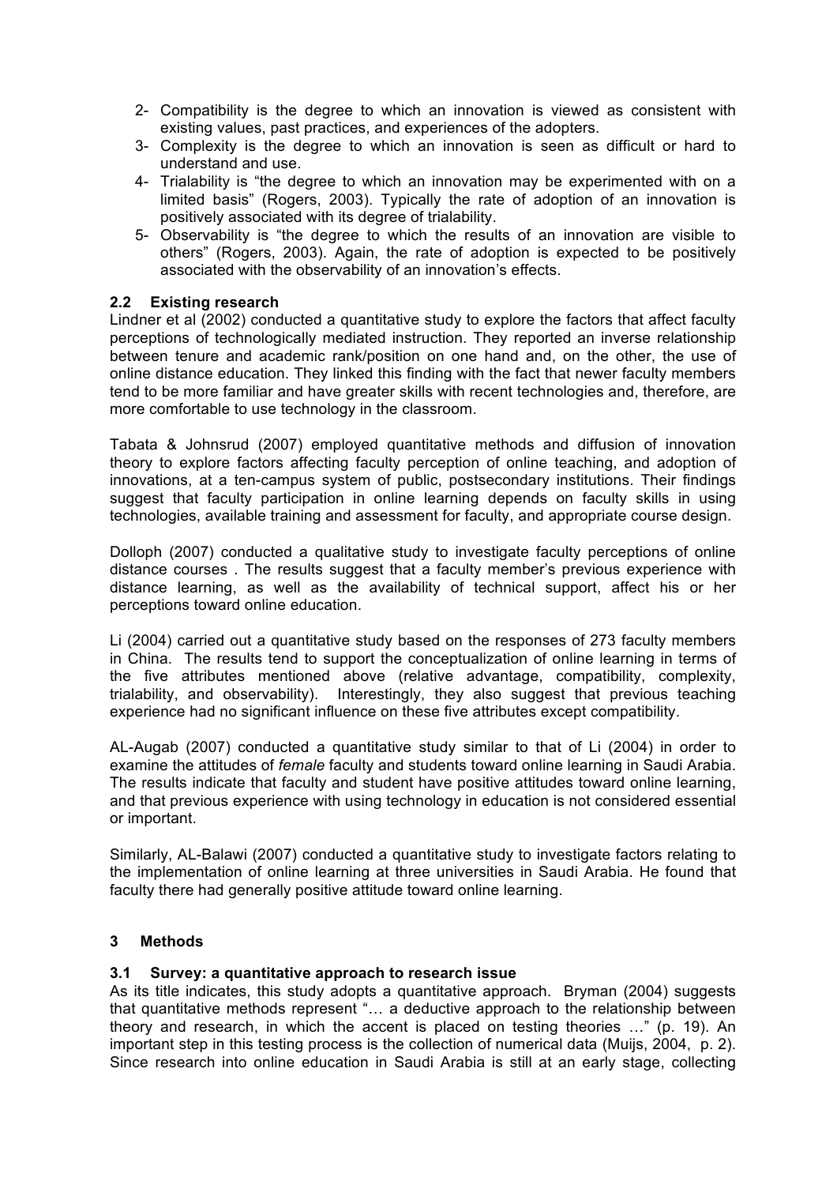2- Compatibility is the degree to which an innovation is viewed as consistent with existing values, past practices, and experiences of the adopters.
3- Complexity is the degree to which an innovation is seen as difficult or hard to understand and use.
4- Trialability is "the degree to which an innovation may be experimented with on a limited basis" (Rogers, 2003). Typically the rate of adoption of an innovation is positively associated with its degree of trialability.
5- Observability is "the degree to which the results of an innovation are visible to others" (Rogers, 2003). Again, the rate of adoption is expected to be positively associated with the observability of an innovation's effects.

### 2.2 Existing research

Lindner et al (2002) conducted a quantitative study to explore the factors that affect faculty perceptions of technologically mediated instruction. They reported an inverse relationship between tenure and academic rank/position on one hand and, on the other, the use of online distance education. They linked this finding with the fact that newer faculty members tend to be more familiar and have greater skills with recent technologies and, therefore, are more comfortable to use technology in the classroom.

Tabata & Johnsrud (2007) employed quantitative methods and diffusion of innovation theory to explore factors affecting faculty perception of online teaching, and adoption of innovations, at a ten-campus system of public, postsecondary institutions. Their findings suggest that faculty participation in online learning depends on faculty skills in using technologies, available training and assessment for faculty, and appropriate course design.

Dolloph (2007) conducted a qualitative study to investigate faculty perceptions of online distance courses . The results suggest that a faculty member's previous experience with distance learning, as well as the availability of technical support, affect his or her perceptions toward online education.

Li (2004) carried out a quantitative study based on the responses of 273 faculty members in China. The results tend to support the conceptualization of online learning in terms of the five attributes mentioned above (relative advantage, compatibility, complexity, trialability, and observability). Interestingly, they also suggest that previous teaching experience had no significant influence on these five attributes except compatibility.

AL-Augab (2007) conducted a quantitative study similar to that of Li (2004) in order to examine the attitudes of *female* faculty and students toward online learning in Saudi Arabia. The results indicate that faculty and student have positive attitudes toward online learning, and that previous experience with using technology in education is not considered essential or important.

Similarly, AL-Balawi (2007) conducted a quantitative study to investigate factors relating to the implementation of online learning at three universities in Saudi Arabia. He found that faculty there had generally positive attitude toward online learning.

## 3 Methods

### 3.1 Survey: a quantitative approach to research issue

As its title indicates, this study adopts a quantitative approach. Bryman (2004) suggests that quantitative methods represent "… a deductive approach to the relationship between theory and research, in which the accent is placed on testing theories …" (p. 19). An important step in this testing process is the collection of numerical data (Muijs, 2004, p. 2). Since research into online education in Saudi Arabia is still at an early stage, collecting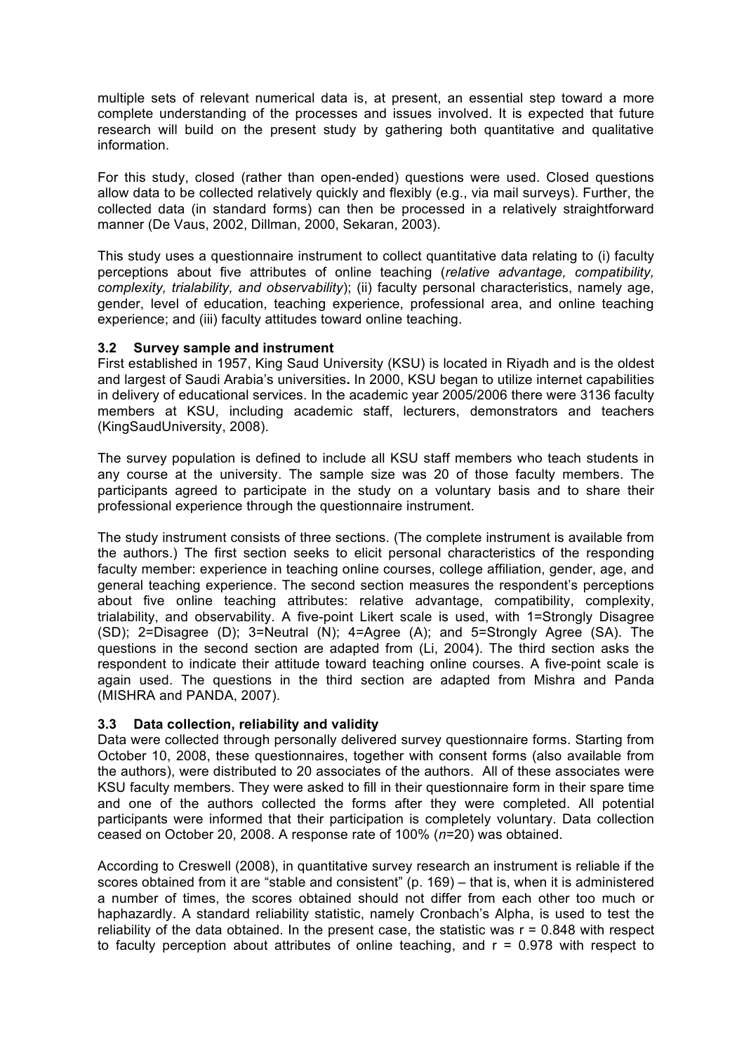multiple sets of relevant numerical data is, at present, an essential step toward a more complete understanding of the processes and issues involved. It is expected that future research will build on the present study by gathering both quantitative and qualitative information.

For this study, closed (rather than open-ended) questions were used. Closed questions allow data to be collected relatively quickly and flexibly (e.g., via mail surveys). Further, the collected data (in standard forms) can then be processed in a relatively straightforward manner (De Vaus, 2002, Dillman, 2000, Sekaran, 2003).

This study uses a questionnaire instrument to collect quantitative data relating to (i) faculty perceptions about five attributes of online teaching (*relative advantage, compatibility, complexity, trialability, and observability*); (ii) faculty personal characteristics, namely age, gender, level of education, teaching experience, professional area, and online teaching experience; and (iii) faculty attitudes toward online teaching.

### 3.2 Survey sample and instrument

First established in 1957, King Saud University (KSU) is located in Riyadh and is the oldest and largest of Saudi Arabia's universities**.** In 2000, KSU began to utilize internet capabilities in delivery of educational services. In the academic year 2005/2006 there were 3136 faculty members at KSU, including academic staff, lecturers, demonstrators and teachers (KingSaudUniversity, 2008).

The survey population is defined to include all KSU staff members who teach students in any course at the university. The sample size was 20 of those faculty members. The participants agreed to participate in the study on a voluntary basis and to share their professional experience through the questionnaire instrument.

The study instrument consists of three sections. (The complete instrument is available from the authors.) The first section seeks to elicit personal characteristics of the responding faculty member: experience in teaching online courses, college affiliation, gender, age, and general teaching experience. The second section measures the respondent's perceptions about five online teaching attributes: relative advantage, compatibility, complexity, trialability, and observability. A five-point Likert scale is used, with 1=Strongly Disagree (SD); 2=Disagree (D); 3=Neutral (N); 4=Agree (A); and 5=Strongly Agree (SA). The questions in the second section are adapted from (Li, 2004). The third section asks the respondent to indicate their attitude toward teaching online courses. A five-point scale is again used. The questions in the third section are adapted from Mishra and Panda (MISHRA and PANDA, 2007).

### 3.3 Data collection, reliability and validity

Data were collected through personally delivered survey questionnaire forms. Starting from October 10, 2008, these questionnaires, together with consent forms (also available from the authors), were distributed to 20 associates of the authors. All of these associates were KSU faculty members. They were asked to fill in their questionnaire form in their spare time and one of the authors collected the forms after they were completed. All potential participants were informed that their participation is completely voluntary. Data collection ceased on October 20, 2008. A response rate of 100% ($n$=20) was obtained.

According to Creswell (2008), in quantitative survey research an instrument is reliable if the scores obtained from it are "stable and consistent" (p. 169) – that is, when it is administered a number of times, the scores obtained should not differ from each other too much or haphazardly. A standard reliability statistic, namely Cronbach's Alpha, is used to test the reliability of the data obtained. In the present case, the statistic was $r = 0.848$ with respect to faculty perception about attributes of online teaching, and $r = 0.978$ with respect to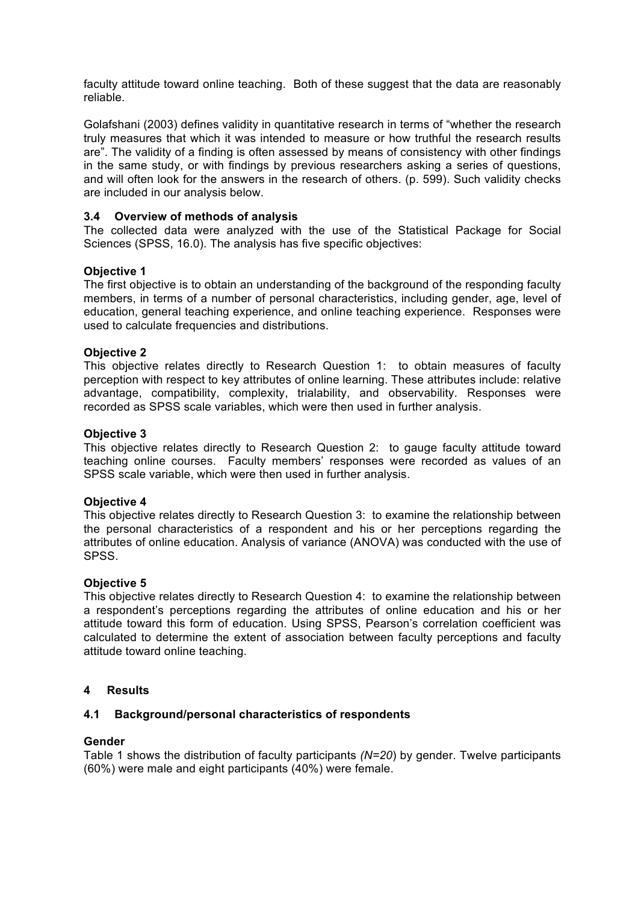faculty attitude toward online teaching. Both of these suggest that the data are reasonably reliable.

Golafshani (2003) defines validity in quantitative research in terms of "whether the research truly measures that which it was intended to measure or how truthful the research results are". The validity of a finding is often assessed by means of consistency with other findings in the same study, or with findings by previous researchers asking a series of questions, and will often look for the answers in the research of others. (p. 599). Such validity checks are included in our analysis below.

### 3.4 Overview of methods of analysis

The collected data were analyzed with the use of the Statistical Package for Social Sciences (SPSS, 16.0). The analysis has five specific objectives:

**Objective 1**

The first objective is to obtain an understanding of the background of the responding faculty members, in terms of a number of personal characteristics, including gender, age, level of education, general teaching experience, and online teaching experience. Responses were used to calculate frequencies and distributions.

**Objective 2**

This objective relates directly to Research Question 1: to obtain measures of faculty perception with respect to key attributes of online learning. These attributes include: relative advantage, compatibility, complexity, trialability, and observability. Responses were recorded as SPSS scale variables, which were then used in further analysis.

**Objective 3**

This objective relates directly to Research Question 2: to gauge faculty attitude toward teaching online courses. Faculty members' responses were recorded as values of an SPSS scale variable, which were then used in further analysis.

**Objective 4**

This objective relates directly to Research Question 3: to examine the relationship between the personal characteristics of a respondent and his or her perceptions regarding the attributes of online education. Analysis of variance (ANOVA) was conducted with the use of SPSS.

**Objective 5**

This objective relates directly to Research Question 4: to examine the relationship between a respondent's perceptions regarding the attributes of online education and his or her attitude toward this form of education. Using SPSS, Pearson's correlation coefficient was calculated to determine the extent of association between faculty perceptions and faculty attitude toward online teaching.

## 4 Results

### 4.1 Background/personal characteristics of respondents

**Gender**

Table 1 shows the distribution of faculty participants *($N=20$)* by gender. Twelve participants (60%) were male and eight participants (40%) were female.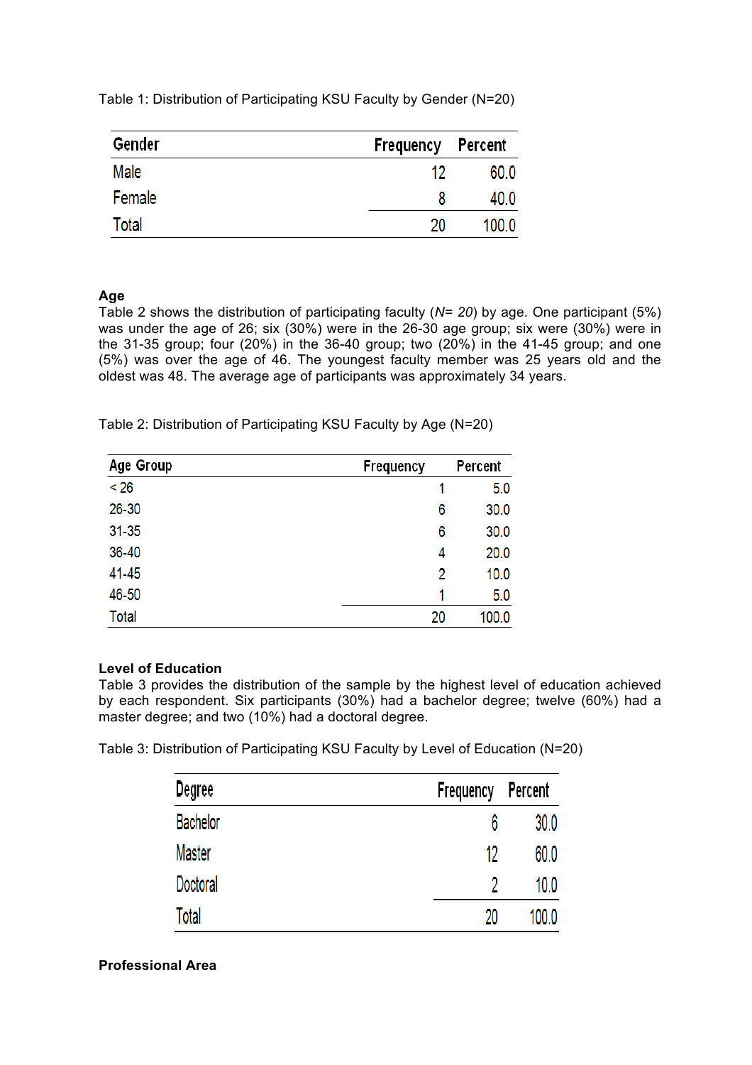Table 1: Distribution of Participating KSU Faculty by Gender (N=20)

| Gender | Frequency | Percent |
|---|---|---|
| Male | 12 | 60.0 |
| Female | 8 | 40.0 |
| Total | 20 | 100.0 |

**Age**

Table 2 shows the distribution of participating faculty (*N= 20*) by age. One participant (5%) was under the age of 26; six (30%) were in the 26-30 age group; six were (30%) were in the 31-35 group; four (20%) in the 36-40 group; two (20%) in the 41-45 group; and one (5%) was over the age of 46. The youngest faculty member was 25 years old and the oldest was 48. The average age of participants was approximately 34 years.

Table 2: Distribution of Participating KSU Faculty by Age (N=20)

| Age Group | Frequency | Percent |
|---|---|---|
| < 26 | 1 | 5.0 |
| 26-30 | 6 | 30.0 |
| 31-35 | 6 | 30.0 |
| 36-40 | 4 | 20.0 |
| 41-45 | 2 | 10.0 |
| 46-50 | 1 | 5.0 |
| Total | 20 | 100.0 |

**Level of Education**

Table 3 provides the distribution of the sample by the highest level of education achieved by each respondent. Six participants (30%) had a bachelor degree; twelve (60%) had a master degree; and two (10%) had a doctoral degree.

Table 3: Distribution of Participating KSU Faculty by Level of Education (N=20)

| Degree | Frequency | Percent |
|---|---|---|
| Bachelor | 6 | 30.0 |
| Master | 12 | 60.0 |
| Doctoral | 2 | 10.0 |
| Total | 20 | 100.0 |

**Professional Area**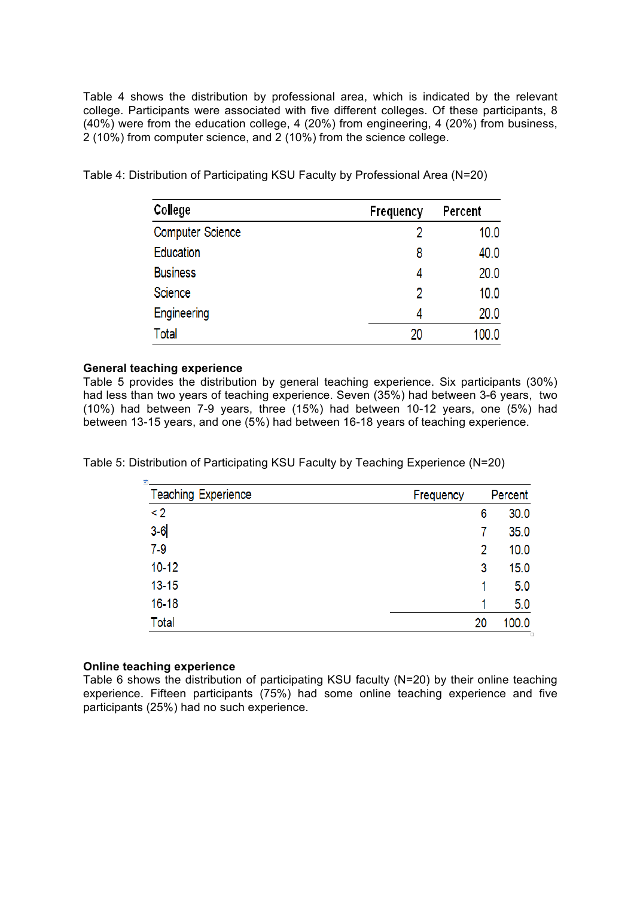Table 4 shows the distribution by professional area, which is indicated by the relevant college. Participants were associated with five different colleges. Of these participants, 8 (40%) were from the education college, 4 (20%) from engineering, 4 (20%) from business, 2 (10%) from computer science, and 2 (10%) from the science college.

Table 4: Distribution of Participating KSU Faculty by Professional Area (N=20)

| College | Frequency | Percent |
|---|---|---|
| Computer Science | 2 | 10.0 |
| Education | 8 | 40.0 |
| Business | 4 | 20.0 |
| Science | 2 | 10.0 |
| Engineering | 4 | 20.0 |
| Total | 20 | 100.0 |

**General teaching experience**

Table 5 provides the distribution by general teaching experience. Six participants (30%) had less than two years of teaching experience. Seven (35%) had between 3-6 years, two (10%) had between 7-9 years, three (15%) had between 10-12 years, one (5%) had between 13-15 years, and one (5%) had between 16-18 years of teaching experience.

Table 5: Distribution of Participating KSU Faculty by Teaching Experience (N=20)

| Teaching Experience | Frequency | Percent |
|---|---|---|
| < 2 | 6 | 30.0 |
| 3-6 | 7 | 35.0 |
| 7-9 | 2 | 10.0 |
| 10-12 | 3 | 15.0 |
| 13-15 | 1 | 5.0 |
| 16-18 | 1 | 5.0 |
| Total | 20 | 100.0 |

**Online teaching experience**

Table 6 shows the distribution of participating KSU faculty (N=20) by their online teaching experience. Fifteen participants (75%) had some online teaching experience and five participants (25%) had no such experience.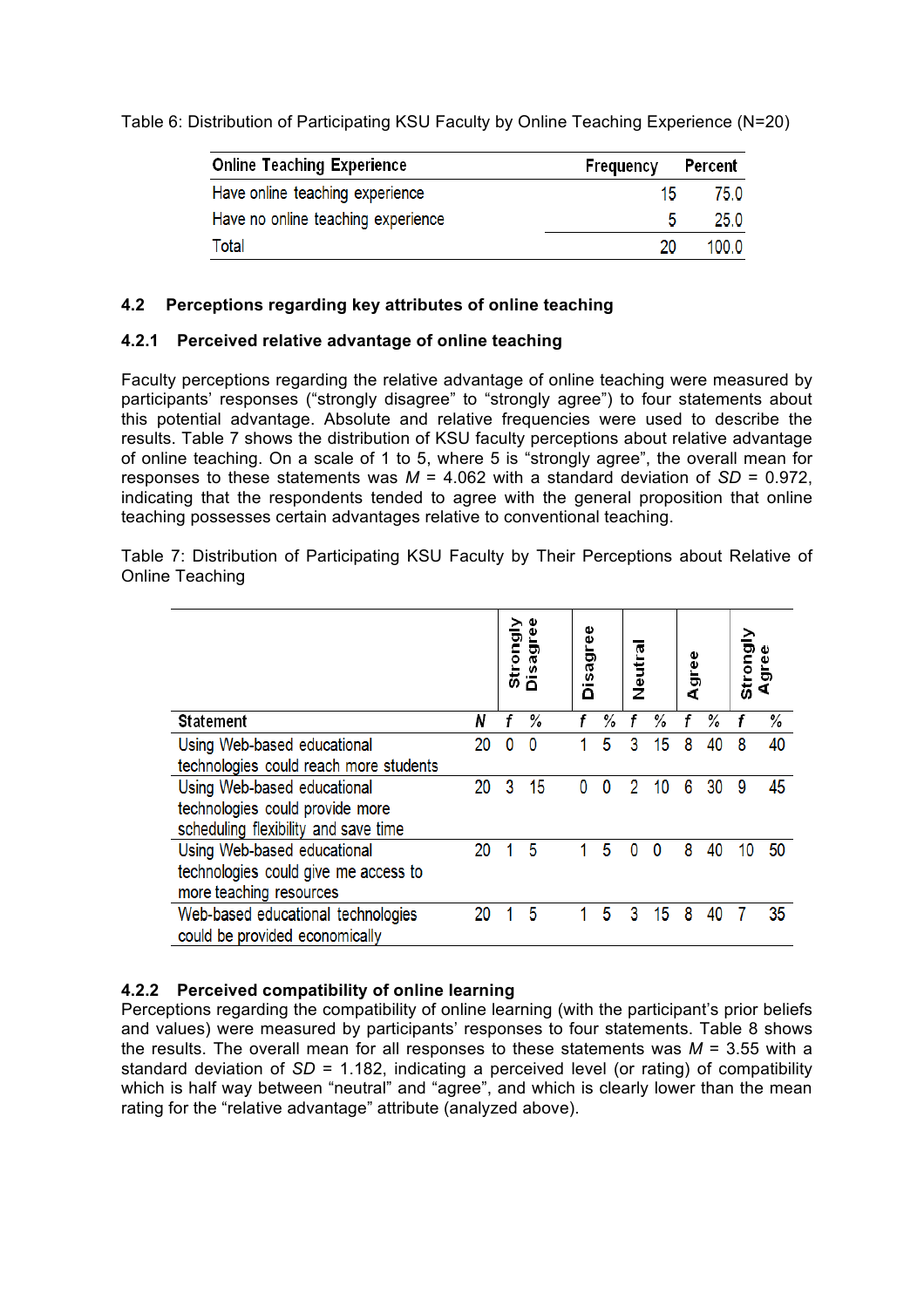Table 6: Distribution of Participating KSU Faculty by Online Teaching Experience (N=20)

| Online Teaching Experience | Frequency | Percent |
|---|---|---|
| Have online teaching experience | 15 | 75.0 |
| Have no online teaching experience | 5 | 25.0 |
| Total | 20 | 100.0 |

### 4.2 Perceptions regarding key attributes of online teaching

#### 4.2.1 Perceived relative advantage of online teaching

Faculty perceptions regarding the relative advantage of online teaching were measured by participants' responses ("strongly disagree" to "strongly agree") to four statements about this potential advantage. Absolute and relative frequencies were used to describe the results. Table 7 shows the distribution of KSU faculty perceptions about relative advantage of online teaching. On a scale of 1 to 5, where 5 is "strongly agree", the overall mean for responses to these statements was *M* = 4.062 with a standard deviation of *SD* = 0.972, indicating that the respondents tended to agree with the general proposition that online teaching possesses certain advantages relative to conventional teaching.

Table 7: Distribution of Participating KSU Faculty by Their Perceptions about Relative of Online Teaching

| | | Strongly Disagree | | Disagree | | Neutral | | Agree | | Strongly Agree | |
|---|---|---|---|---|---|---|---|---|---|---|---|
| Statement | N | f | % | f | % | f | % | f | % | f | % |
| Using Web-based educational technologies could reach more students | 20 | 0 | 0 | 1 | 5 | 3 | 15 | 8 | 40 | 8 | 40 |
| Using Web-based educational technologies could provide more scheduling flexibility and save time | 20 | 3 | 15 | 0 | 0 | 2 | 10 | 6 | 30 | 9 | 45 |
| Using Web-based educational technologies could give me access to more teaching resources | 20 | 1 | 5 | 1 | 5 | 0 | 0 | 8 | 40 | 10 | 50 |
| Web-based educational technologies could be provided economically | 20 | 1 | 5 | 1 | 5 | 3 | 15 | 8 | 40 | 7 | 35 |

#### 4.2.2 Perceived compatibility of online learning

Perceptions regarding the compatibility of online learning (with the participant's prior beliefs and values) were measured by participants' responses to four statements. Table 8 shows the results. The overall mean for all responses to these statements was *M* = 3.55 with a standard deviation of *SD* = 1.182, indicating a perceived level (or rating) of compatibility which is half way between "neutral" and "agree", and which is clearly lower than the mean rating for the "relative advantage" attribute (analyzed above).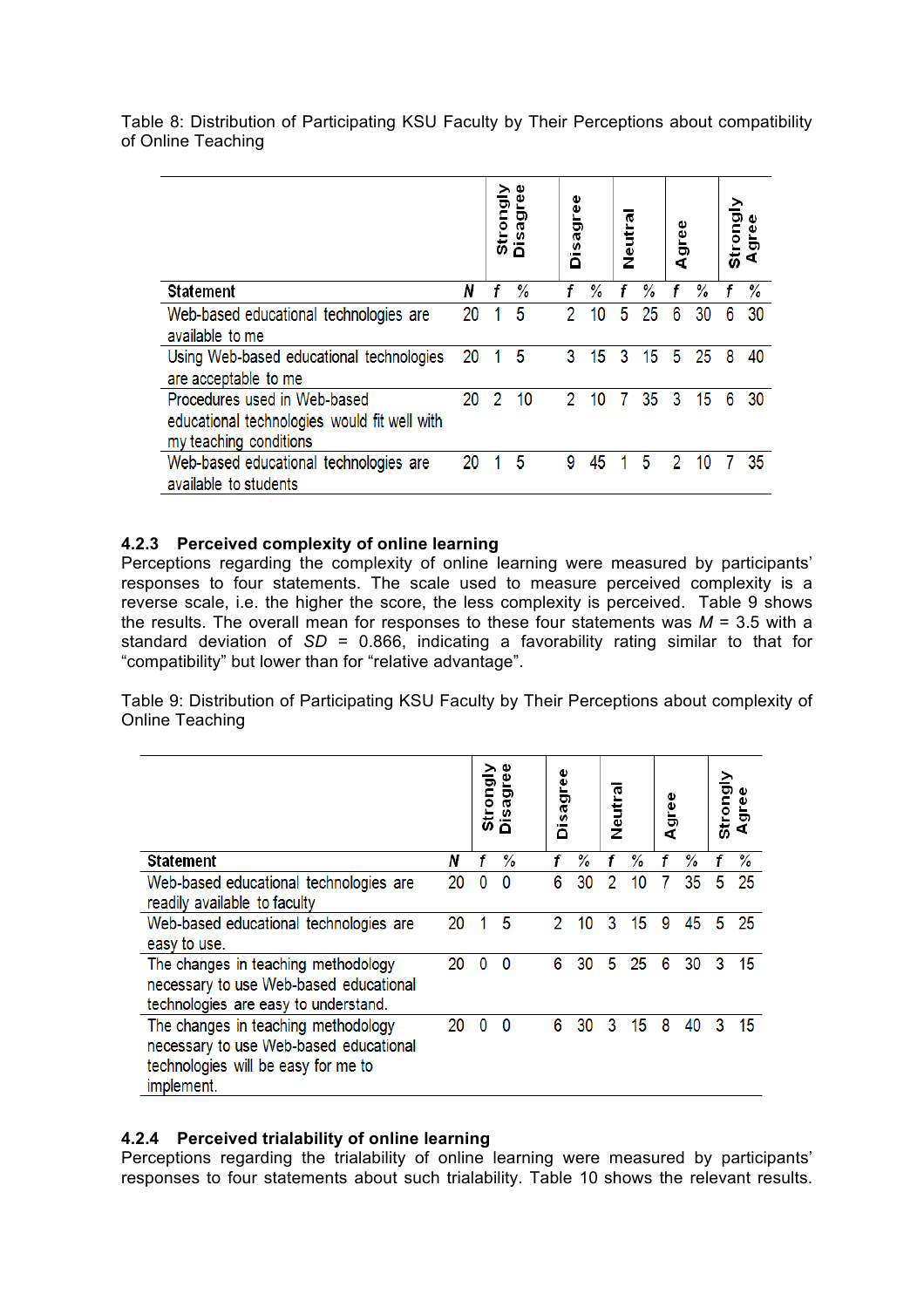Table 8: Distribution of Participating KSU Faculty by Their Perceptions about compatibility of Online Teaching

| | | Strongly Disagree | | Disagree | | Neutral | | Agree | | Strongly Agree | |
|---|---|---|---|---|---|---|---|---|---|---|---|
| **Statement** | ***N*** | ***f*** | ***%*** | ***f*** | ***%*** | ***f*** | ***%*** | ***f*** | ***%*** | ***f*** | ***%*** |
| Web-based educational technologies are available to me | 20 | 1 | 5 | 2 | 10 | 5 | 25 | 6 | 30 | 6 | 30 |
| Using Web-based educational technologies are acceptable to me | 20 | 1 | 5 | 3 | 15 | 3 | 15 | 5 | 25 | 8 | 40 |
| Procedures used in Web-based educational technologies would fit well with my teaching conditions | 20 | 2 | 10 | 2 | 10 | 7 | 35 | 3 | 15 | 6 | 30 |
| Web-based educational technologies are available to students | 20 | 1 | 5 | 9 | 45 | 1 | 5 | 2 | 10 | 7 | 35 |

### 4.2.3 Perceived complexity of online learning

Perceptions regarding the complexity of online learning were measured by participants' responses to four statements. The scale used to measure perceived complexity is a reverse scale, i.e. the higher the score, the less complexity is perceived. Table 9 shows the results. The overall mean for responses to these four statements was $M$ = 3.5 with a standard deviation of $SD$ = 0.866, indicating a favorability rating similar to that for "compatibility" but lower than for "relative advantage".

Table 9: Distribution of Participating KSU Faculty by Their Perceptions about complexity of Online Teaching

| | | Strongly Disagree | | Disagree | | Neutral | | Agree | | Strongly Agree | |
|---|---|---|---|---|---|---|---|---|---|---|---|
| **Statement** | ***N*** | ***f*** | ***%*** | ***f*** | ***%*** | ***f*** | ***%*** | ***f*** | ***%*** | ***f*** | ***%*** |
| Web-based educational technologies are readily available to faculty | 20 | 0 | 0 | 6 | 30 | 2 | 10 | 7 | 35 | 5 | 25 |
| Web-based educational technologies are easy to use. | 20 | 1 | 5 | 2 | 10 | 3 | 15 | 9 | 45 | 5 | 25 |
| The changes in teaching methodology necessary to use Web-based educational technologies are easy to understand. | 20 | 0 | 0 | 6 | 30 | 5 | 25 | 6 | 30 | 3 | 15 |
| The changes in teaching methodology necessary to use Web-based educational technologies will be easy for me to implement. | 20 | 0 | 0 | 6 | 30 | 3 | 15 | 8 | 40 | 3 | 15 |

### 4.2.4 Perceived trialability of online learning

Perceptions regarding the trialability of online learning were measured by participants' responses to four statements about such trialability. Table 10 shows the relevant results.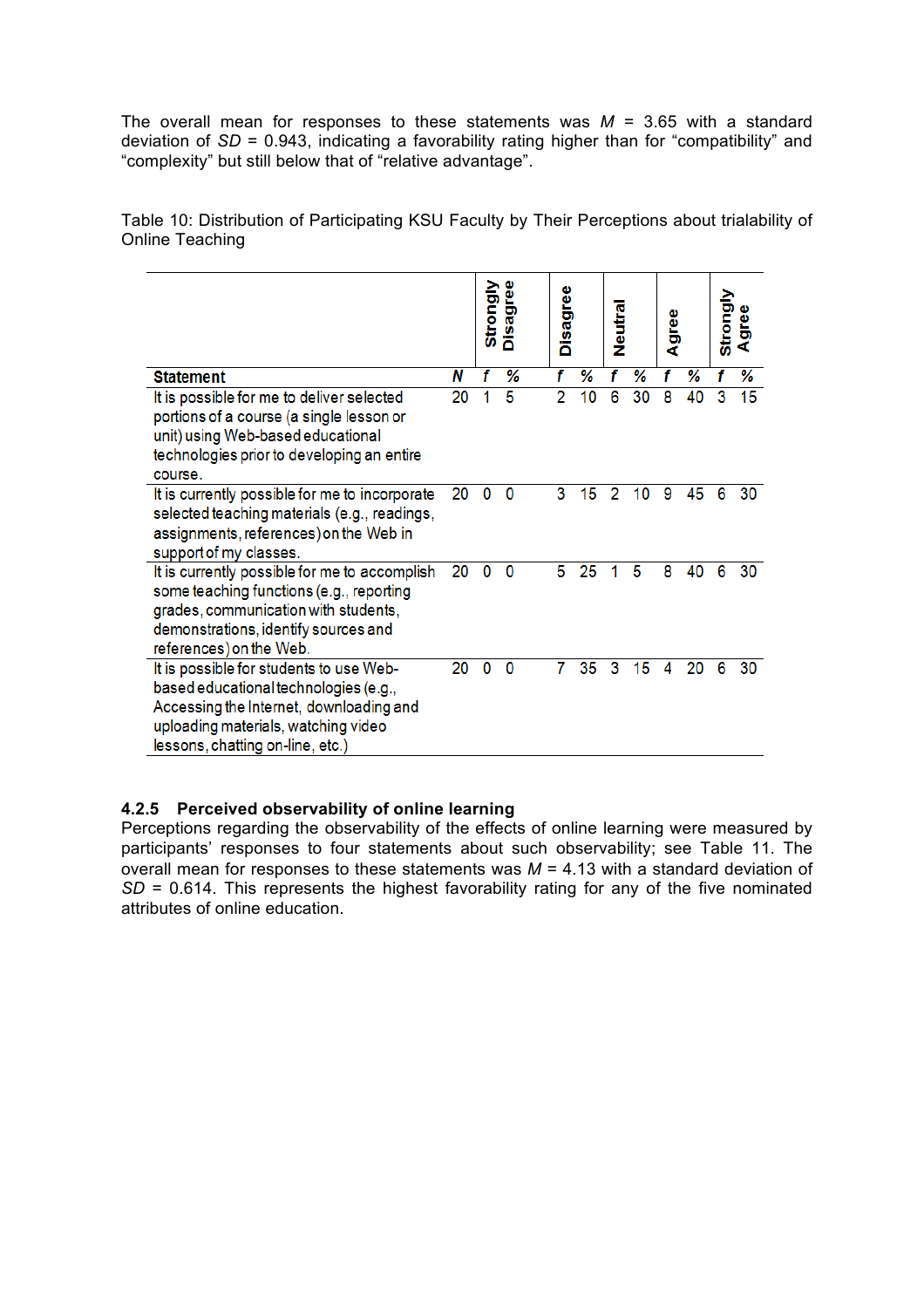The overall mean for responses to these statements was $M$ = 3.65 with a standard deviation of $SD$ = 0.943, indicating a favorability rating higher than for "compatibility" and "complexity" but still below that of "relative advantage".

Table 10: Distribution of Participating KSU Faculty by Their Perceptions about trialability of Online Teaching

| | | Strongly Disagree | | Disagree | | Neutral | | Agree | | Strongly Agree | |
|---|---|---|---|---|---|---|---|---|---|---|---|
| **Statement** | ***N*** | ***f*** | ***%*** | ***f*** | ***%*** | ***f*** | ***%*** | ***f*** | ***%*** | ***f*** | ***%*** |
| It is possible for me to deliver selected portions of a course (a single lesson or unit) using Web-based educational technologies prior to developing an entire course. | 20 | 1 | 5 | 2 | 10 | 6 | 30 | 8 | 40 | 3 | 15 |
| It is currently possible for me to incorporate selected teaching materials (e.g., readings, assignments, references) on the Web in support of my classes. | 20 | 0 | 0 | 3 | 15 | 2 | 10 | 9 | 45 | 6 | 30 |
| It is currently possible for me to accomplish some teaching functions (e.g., reporting grades, communication with students, demonstrations, identify sources and references) on the Web. | 20 | 0 | 0 | 5 | 25 | 1 | 5 | 8 | 40 | 6 | 30 |
| It is possible for students to use Web-based educational technologies (e.g., Accessing the Internet, downloading and uploading materials, watching video lessons, chatting on-line, etc.) | 20 | 0 | 0 | 7 | 35 | 3 | 15 | 4 | 20 | 6 | 30 |

### 4.2.5 Perceived observability of online learning

Perceptions regarding the observability of the effects of online learning were measured by participants' responses to four statements about such observability; see Table 11. The overall mean for responses to these statements was $M$ = 4.13 with a standard deviation of $SD$ = 0.614. This represents the highest favorability rating for any of the five nominated attributes of online education.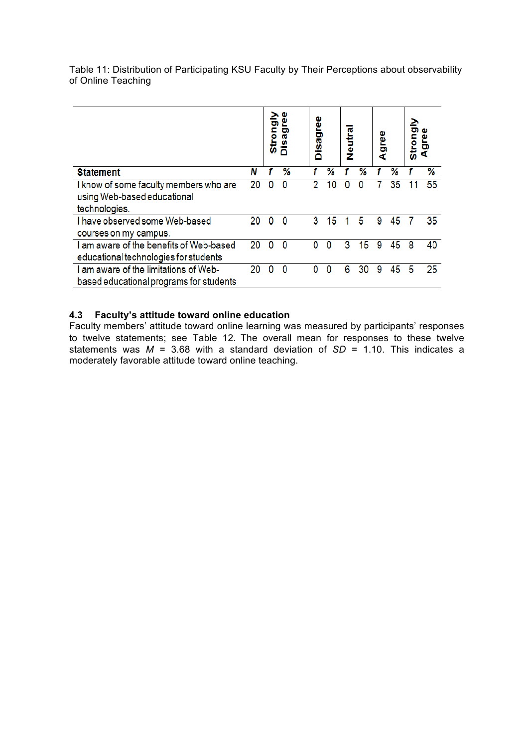Table 11: Distribution of Participating KSU Faculty by Their Perceptions about observability of Online Teaching

| | | Strongly Disagree | | Disagree | | Neutral | | Agree | | Strongly Agree | |
|---|---|---|---|---|---|---|---|---|---|---|---|
| **Statement** | *N* | *f* | *%* | *f* | *%* | *f* | *%* | *f* | *%* | *f* | *%* |
| I know of some faculty members who are using Web-based educational technologies. | 20 | 0 | 0 | 2 | 10 | 0 | 0 | 7 | 35 | 11 | 55 |
| I have observed some Web-based courses on my campus. | 20 | 0 | 0 | 3 | 15 | 1 | 5 | 9 | 45 | 7 | 35 |
| I am aware of the benefits of Web-based educational technologies for students | 20 | 0 | 0 | 0 | 0 | 3 | 15 | 9 | 45 | 8 | 40 |
| I am aware of the limitations of Web-based educational programs for students | 20 | 0 | 0 | 0 | 0 | 6 | 30 | 9 | 45 | 5 | 25 |

### 4.3 Faculty's attitude toward online education

Faculty members' attitude toward online learning was measured by participants' responses to twelve statements; see Table 12. The overall mean for responses to these twelve statements was $M$ = 3.68 with a standard deviation of $SD$ = 1.10. This indicates a moderately favorable attitude toward online teaching.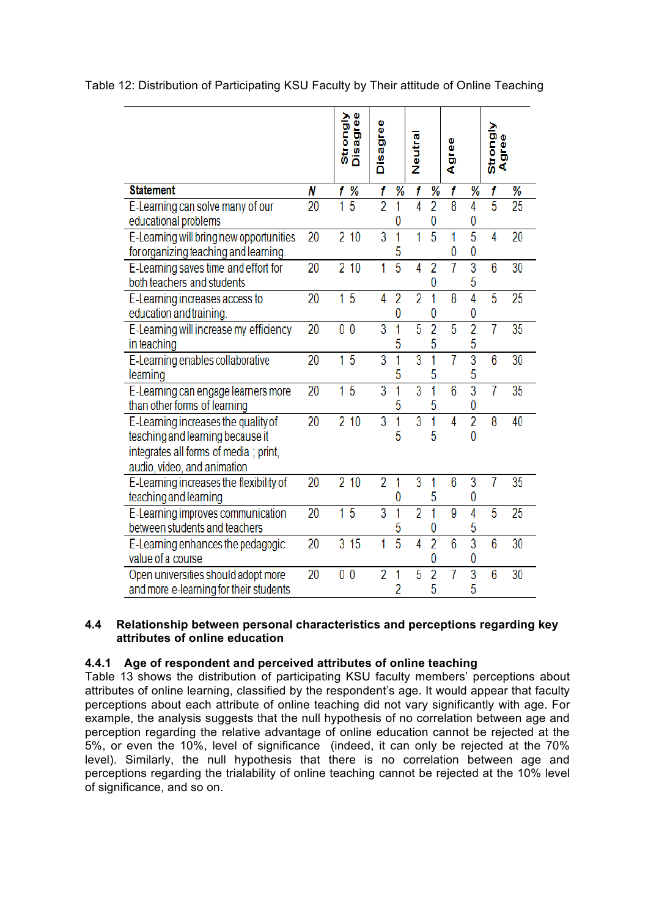Table 12: Distribution of Participating KSU Faculty by Their attitude of Online Teaching

| Statement | N | Strongly Disagree f | Strongly Disagree % | Disagree f | Disagree % | Neutral f | Neutral % | Agree f | Agree % | Strongly Agree f | Strongly Agree % |
|---|---|---|---|---|---|---|---|---|---|---|---|
| E-Learning can solve many of our educational problems | 20 | 1 | 5 | 2 | 10 | 4 | 20 | 8 | 40 | 5 | 25 |
| E-Learning will bring new opportunities for organizing teaching and learning. | 20 | 2 | 10 | 3 | 15 | 1 | 5 | 10 | 50 | 4 | 20 |
| E-Learning saves time and effort for both teachers and students | 20 | 2 | 10 | 1 | 5 | 4 | 20 | 7 | 35 | 6 | 30 |
| E-Learning increases access to education and training. | 20 | 1 | 5 | 4 | 20 | 2 | 10 | 8 | 40 | 5 | 25 |
| E-Learning will increase my efficiency in teaching | 20 | 0 | 0 | 3 | 15 | 5 | 25 | 5 | 25 | 7 | 35 |
| E-Learning enables collaborative learning | 20 | 1 | 5 | 3 | 15 | 3 | 15 | 7 | 35 | 6 | 30 |
| E-Learning can engage learners more than other forms of learning | 20 | 1 | 5 | 3 | 15 | 3 | 15 | 6 | 30 | 7 | 35 |
| E-Learning increases the quality of teaching and learning because it integrates all forms of media ; print, audio, video, and animation | 20 | 2 | 10 | 3 | 15 | 3 | 15 | 4 | 20 | 8 | 40 |
| E-Learning increases the flexibility of teaching and learning | 20 | 2 | 10 | 2 | 10 | 3 | 15 | 6 | 30 | 7 | 35 |
| E-Learning improves communication between students and teachers | 20 | 1 | 5 | 3 | 15 | 2 | 10 | 9 | 45 | 5 | 25 |
| E-Learning enhances the pedagogic value of a course | 20 | 3 | 15 | 1 | 5 | 4 | 20 | 6 | 30 | 6 | 30 |
| Open universities should adopt more and more e-learning for their students | 20 | 0 | 0 | 2 | 12 | 5 | 25 | 7 | 35 | 6 | 30 |

### 4.4 Relationship between personal characteristics and perceptions regarding key attributes of online education

#### 4.4.1 Age of respondent and perceived attributes of online teaching

Table 13 shows the distribution of participating KSU faculty members' perceptions about attributes of online learning, classified by the respondent's age. It would appear that faculty perceptions about each attribute of online teaching did not vary significantly with age. For example, the analysis suggests that the null hypothesis of no correlation between age and perception regarding the relative advantage of online education cannot be rejected at the 5%, or even the 10%, level of significance (indeed, it can only be rejected at the 70% level). Similarly, the null hypothesis that there is no correlation between age and perceptions regarding the trialability of online teaching cannot be rejected at the 10% level of significance, and so on.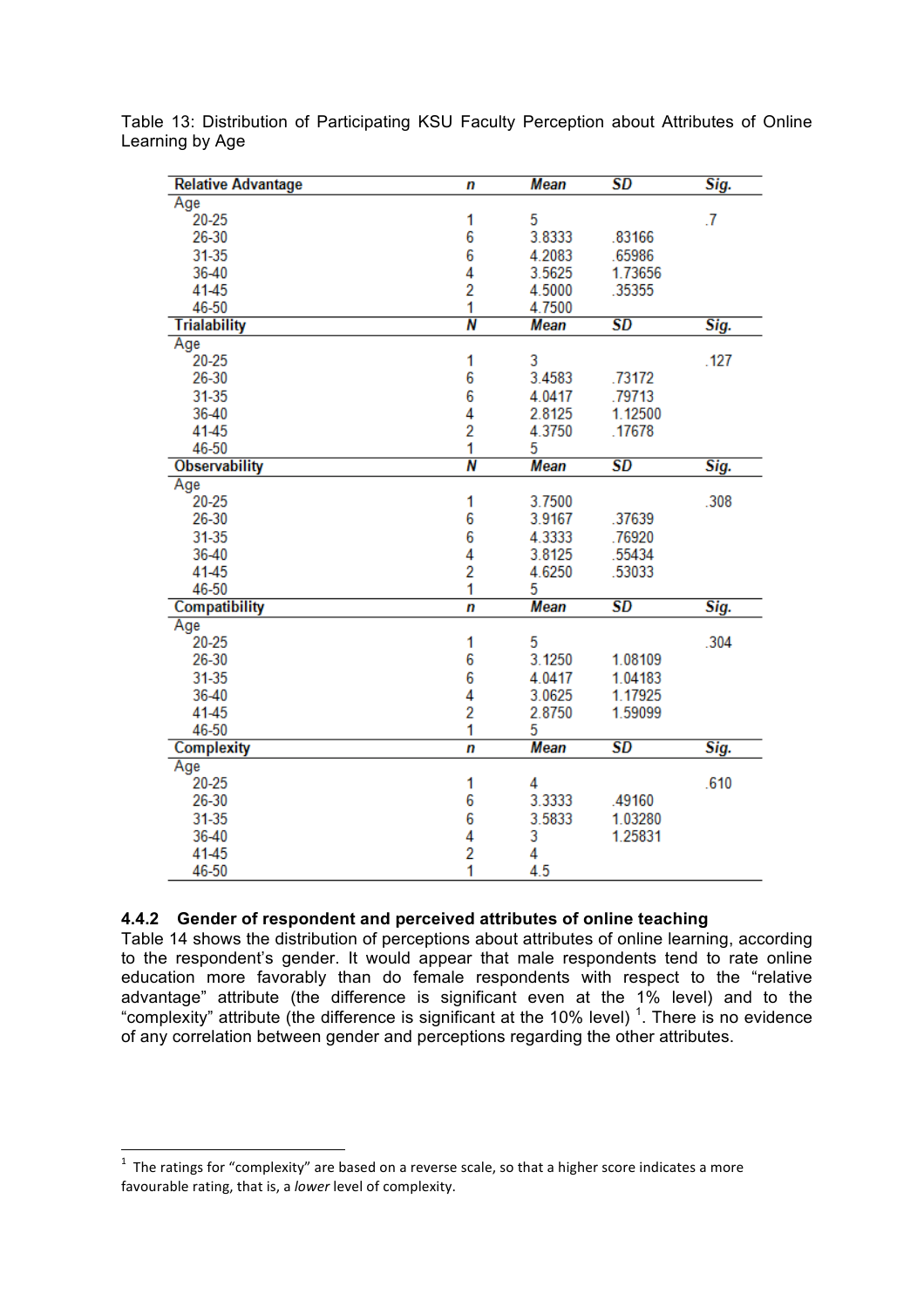Table 13: Distribution of Participating KSU Faculty Perception about Attributes of Online Learning by Age

| Relative Advantage | n | Mean | SD | Sig. |
|---|---|---|---|---|
| Age | | | | |
| 20-25 | 1 | 5 | | .7 |
| 26-30 | 6 | 3.8333 | .83166 | |
| 31-35 | 6 | 4.2083 | .65986 | |
| 36-40 | 4 | 3.5625 | 1.73656 | |
| 41-45 | 2 | 4.5000 | .35355 | |
| 46-50 | 1 | 4.7500 | | |
| **Trialability** | **N** | **Mean** | **SD** | **Sig.** |
| Age | | | | |
| 20-25 | 1 | 3 | | .127 |
| 26-30 | 6 | 3.4583 | .73172 | |
| 31-35 | 6 | 4.0417 | .79713 | |
| 36-40 | 4 | 2.8125 | 1.12500 | |
| 41-45 | 2 | 4.3750 | .17678 | |
| 46-50 | 1 | 5 | | |
| **Observability** | **N** | **Mean** | **SD** | **Sig.** |
| Age | | | | |
| 20-25 | 1 | 3.7500 | | .308 |
| 26-30 | 6 | 3.9167 | .37639 | |
| 31-35 | 6 | 4.3333 | .76920 | |
| 36-40 | 4 | 3.8125 | .55434 | |
| 41-45 | 2 | 4.6250 | .53033 | |
| 46-50 | 1 | 5 | | |
| **Compatibility** | **n** | **Mean** | **SD** | **Sig.** |
| Age | | | | |
| 20-25 | 1 | 5 | | .304 |
| 26-30 | 6 | 3.1250 | 1.08109 | |
| 31-35 | 6 | 4.0417 | 1.04183 | |
| 36-40 | 4 | 3.0625 | 1.17925 | |
| 41-45 | 2 | 2.8750 | 1.59099 | |
| 46-50 | 1 | 5 | | |
| **Complexity** | **n** | **Mean** | **SD** | **Sig.** |
| Age | | | | |
| 20-25 | 1 | 4 | | .610 |
| 26-30 | 6 | 3.3333 | .49160 | |
| 31-35 | 6 | 3.5833 | 1.03280 | |
| 36-40 | 4 | 3 | 1.25831 | |
| 41-45 | 2 | 4 | | |
| 46-50 | 1 | 4.5 | | |

### 4.4.2 Gender of respondent and perceived attributes of online teaching

Table 14 shows the distribution of perceptions about attributes of online learning, according to the respondent's gender. It would appear that male respondents tend to rate online education more favorably than do female respondents with respect to the "relative advantage" attribute (the difference is significant even at the 1% level) and to the "complexity" attribute (the difference is significant at the 10% level) [1]. There is no evidence of any correlation between gender and perceptions regarding the other attributes.

[1] The ratings for "complexity" are based on a reverse scale, so that a higher score indicates a more favourable rating, that is, a *lower* level of complexity.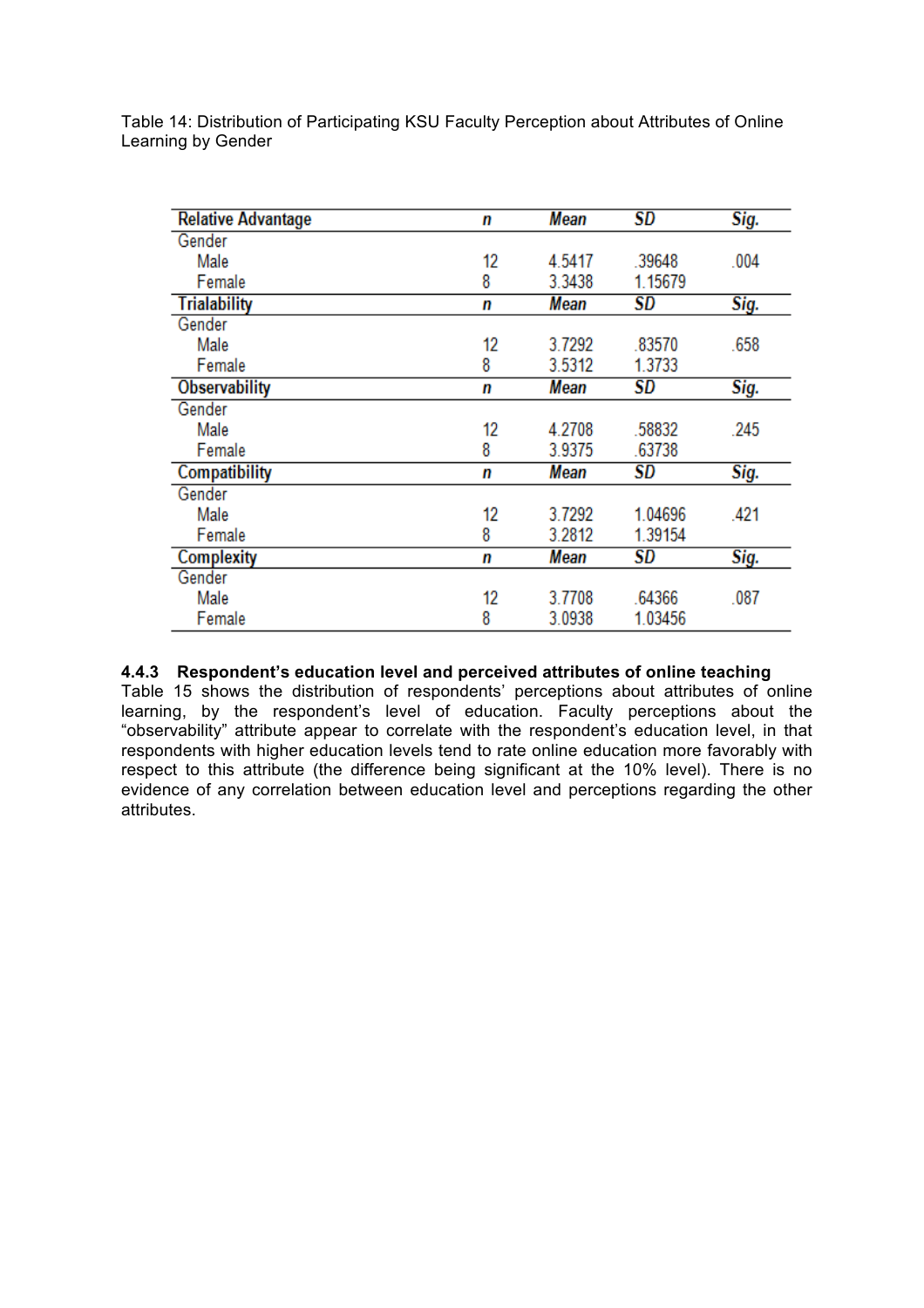Table 14: Distribution of Participating KSU Faculty Perception about Attributes of Online Learning by Gender

| **Relative Advantage** | ***n*** | ***Mean*** | ***SD*** | ***Sig.*** |
|---|---|---|---|---|
| Gender | | | | |
| Male | 12 | 4.5417 | .39648 | .004 |
| Female | 8 | 3.3438 | 1.15679 | |
| **Trialability** | ***n*** | ***Mean*** | ***SD*** | ***Sig.*** |
| Gender | | | | |
| Male | 12 | 3.7292 | .83570 | .658 |
| Female | 8 | 3.5312 | 1.3733 | |
| **Observability** | ***n*** | ***Mean*** | ***SD*** | ***Sig.*** |
| Gender | | | | |
| Male | 12 | 4.2708 | .58832 | .245 |
| Female | 8 | 3.9375 | .63738 | |
| **Compatibility** | ***n*** | ***Mean*** | ***SD*** | ***Sig.*** |
| Gender | | | | |
| Male | 12 | 3.7292 | 1.04696 | .421 |
| Female | 8 | 3.2812 | 1.39154 | |
| **Complexity** | ***n*** | ***Mean*** | ***SD*** | ***Sig.*** |
| Gender | | | | |
| Male | 12 | 3.7708 | .64366 | .087 |
| Female | 8 | 3.0938 | 1.03456 | |

### 4.4.3 Respondent's education level and perceived attributes of online teaching

Table 15 shows the distribution of respondents' perceptions about attributes of online learning, by the respondent's level of education. Faculty perceptions about the "observability" attribute appear to correlate with the respondent's education level, in that respondents with higher education levels tend to rate online education more favorably with respect to this attribute (the difference being significant at the 10% level). There is no evidence of any correlation between education level and perceptions regarding the other attributes.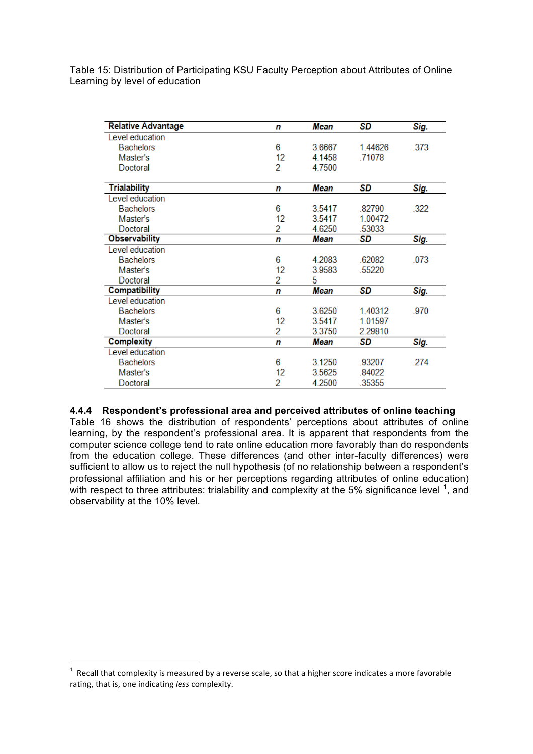Table 15: Distribution of Participating KSU Faculty Perception about Attributes of Online Learning by level of education

| **Relative Advantage** | ***n*** | ***Mean*** | ***SD*** | ***Sig.*** |
|---|---|---|---|---|
| Level education | | | | |
| Bachelors | 6 | 3.6667 | 1.44626 | .373 |
| Master's | 12 | 4.1458 | .71078 | |
| Doctoral | 2 | 4.7500 | | |
| **Trialability** | ***n*** | ***Mean*** | ***SD*** | ***Sig.*** |
| Level education | | | | |
| Bachelors | 6 | 3.5417 | .82790 | .322 |
| Master's | 12 | 3.5417 | 1.00472 | |
| Doctoral | 2 | 4.6250 | .53033 | |
| **Observability** | ***n*** | ***Mean*** | ***SD*** | ***Sig.*** |
| Level education | | | | |
| Bachelors | 6 | 4.2083 | .62082 | .073 |
| Master's | 12 | 3.9583 | .55220 | |
| Doctoral | 2 | 5 | | |
| **Compatibility** | ***n*** | ***Mean*** | ***SD*** | ***Sig.*** |
| Level education | | | | |
| Bachelors | 6 | 3.6250 | 1.40312 | .970 |
| Master's | 12 | 3.5417 | 1.01597 | |
| Doctoral | 2 | 3.3750 | 2.29810 | |
| **Complexity** | ***n*** | ***Mean*** | ***SD*** | ***Sig.*** |
| Level education | | | | |
| Bachelors | 6 | 3.1250 | .93207 | .274 |
| Master's | 12 | 3.5625 | .84022 | |
| Doctoral | 2 | 4.2500 | .35355 | |

### 4.4.4 Respondent's professional area and perceived attributes of online teaching

Table 16 shows the distribution of respondents' perceptions about attributes of online learning, by the respondent's professional area. It is apparent that respondents from the computer science college tend to rate online education more favorably than do respondents from the education college. These differences (and other inter-faculty differences) were sufficient to allow us to reject the null hypothesis (of no relationship between a respondent's professional affiliation and his or her perceptions regarding attributes of online education) with respect to three attributes: trialability and complexity at the 5% significance level [1], and observability at the 10% level.

[1] Recall that complexity is measured by a reverse scale, so that a higher score indicates a more favorable rating, that is, one indicating *less* complexity.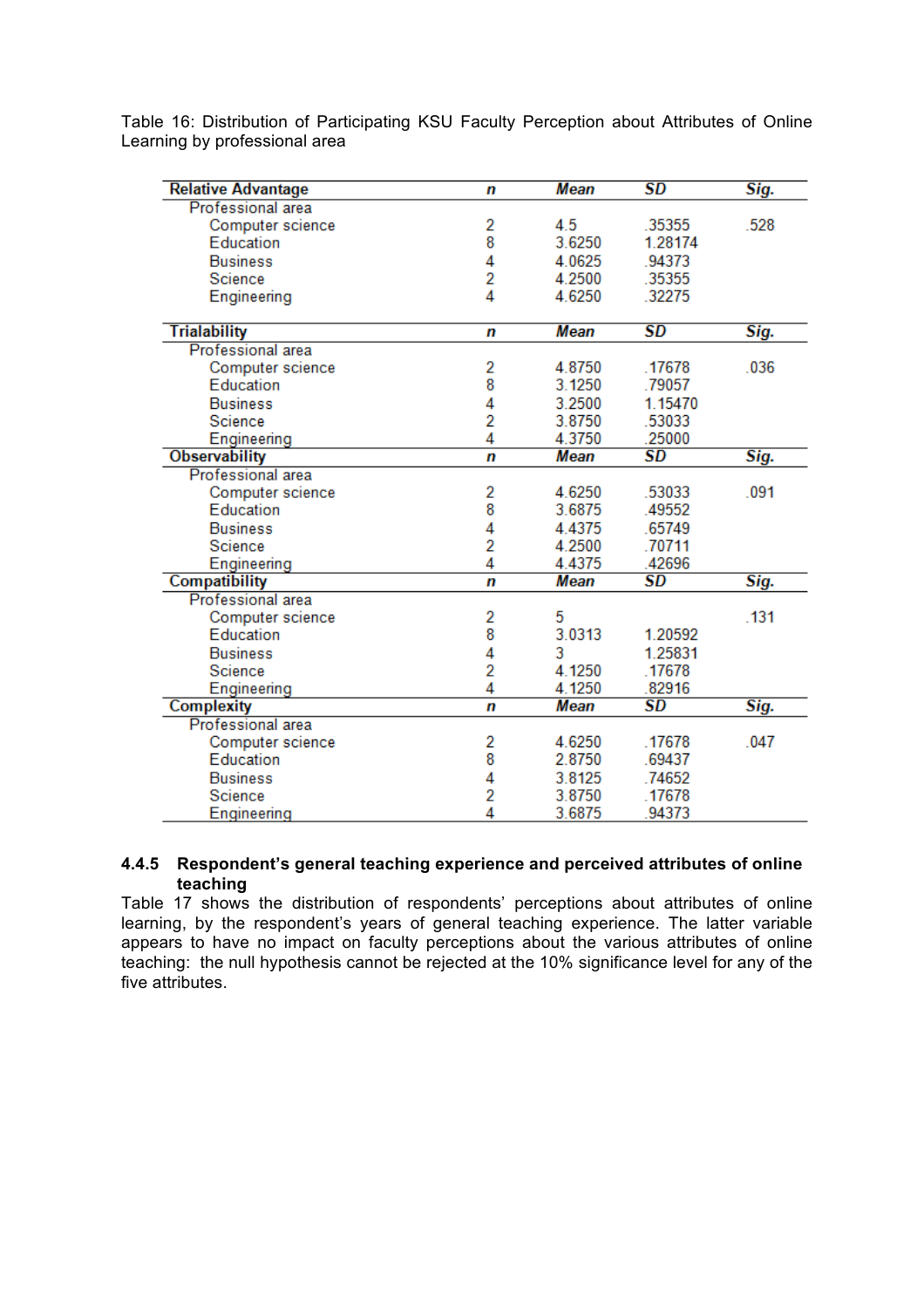Table 16: Distribution of Participating KSU Faculty Perception about Attributes of Online Learning by professional area

| Relative Advantage | *n* | *Mean* | *SD* | *Sig.* |
|---|---|---|---|---|
| Professional area | | | | |
| Computer science | 2 | 4.5 | .35355 | .528 |
| Education | 8 | 3.6250 | 1.28174 | |
| Business | 4 | 4.0625 | .94373 | |
| Science | 2 | 4.2500 | .35355 | |
| Engineering | 4 | 4.6250 | .32275 | |
| **Trialability** | ***n*** | ***Mean*** | ***SD*** | ***Sig.*** |
| Professional area | | | | |
| Computer science | 2 | 4.8750 | .17678 | .036 |
| Education | 8 | 3.1250 | .79057 | |
| Business | 4 | 3.2500 | 1.15470 | |
| Science | 2 | 3.8750 | .53033 | |
| Engineering | 4 | 4.3750 | .25000 | |
| **Observability** | ***n*** | ***Mean*** | ***SD*** | ***Sig.*** |
| Professional area | | | | |
| Computer science | 2 | 4.6250 | .53033 | .091 |
| Education | 8 | 3.6875 | .49552 | |
| Business | 4 | 4.4375 | .65749 | |
| Science | 2 | 4.2500 | .70711 | |
| Engineering | 4 | 4.4375 | .42696 | |
| **Compatibility** | ***n*** | ***Mean*** | ***SD*** | ***Sig.*** |
| Professional area | | | | |
| Computer science | 2 | 5 | | .131 |
| Education | 8 | 3.0313 | 1.20592 | |
| Business | 4 | 3 | 1.25831 | |
| Science | 2 | 4.1250 | .17678 | |
| Engineering | 4 | 4.1250 | .82916 | |
| **Complexity** | ***n*** | ***Mean*** | ***SD*** | ***Sig.*** |
| Professional area | | | | |
| Computer science | 2 | 4.6250 | .17678 | .047 |
| Education | 8 | 2.8750 | .69437 | |
| Business | 4 | 3.8125 | .74652 | |
| Science | 2 | 3.8750 | .17678 | |
| Engineering | 4 | 3.6875 | .94373 | |

#### 4.4.5 Respondent's general teaching experience and perceived attributes of online teaching

Table 17 shows the distribution of respondents' perceptions about attributes of online learning, by the respondent's years of general teaching experience. The latter variable appears to have no impact on faculty perceptions about the various attributes of online teaching: the null hypothesis cannot be rejected at the 10% significance level for any of the five attributes.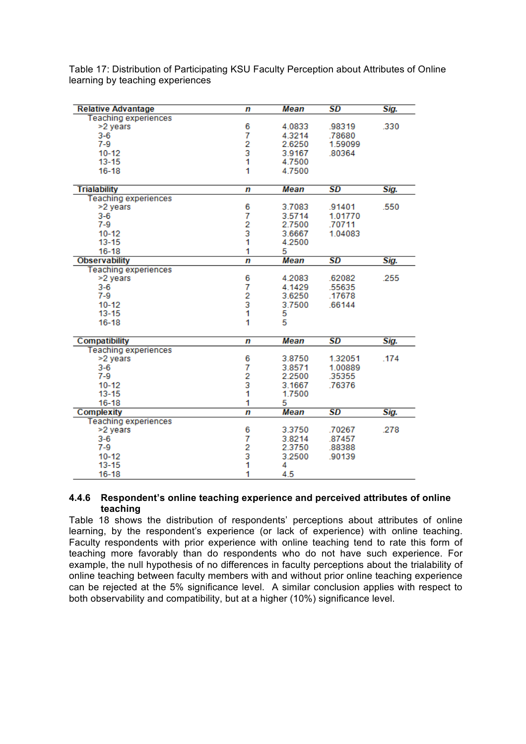Table 17: Distribution of Participating KSU Faculty Perception about Attributes of Online learning by teaching experiences

| Relative Advantage | n | Mean | SD | Sig. |
|---|---|---|---|---|
| Teaching experiences | | | | |
| >2 years | 6 | 4.0833 | .98319 | .330 |
| 3-6 | 7 | 4.3214 | .78680 | |
| 7-9 | 2 | 2.6250 | 1.59099 | |
| 10-12 | 3 | 3.9167 | .80364 | |
| 13-15 | 1 | 4.7500 | | |
| 16-18 | 1 | 4.7500 | | |
| **Trialability** | **n** | **Mean** | **SD** | **Sig.** |
| Teaching experiences | | | | |
| >2 years | 6 | 3.7083 | .91401 | .550 |
| 3-6 | 7 | 3.5714 | 1.01770 | |
| 7-9 | 2 | 2.7500 | .70711 | |
| 10-12 | 3 | 3.6667 | 1.04083 | |
| 13-15 | 1 | 4.2500 | | |
| 16-18 | 1 | 5 | | |
| **Observability** | **n** | **Mean** | **SD** | **Sig.** |
| Teaching experiences | | | | |
| >2 years | 6 | 4.2083 | .62082 | .255 |
| 3-6 | 7 | 4.1429 | .55635 | |
| 7-9 | 2 | 3.6250 | .17678 | |
| 10-12 | 3 | 3.7500 | .66144 | |
| 13-15 | 1 | 5 | | |
| 16-18 | 1 | 5 | | |
| **Compatibility** | **n** | **Mean** | **SD** | **Sig.** |
| Teaching experiences | | | | |
| >2 years | 6 | 3.8750 | 1.32051 | .174 |
| 3-6 | 7 | 3.8571 | 1.00889 | |
| 7-9 | 2 | 2.2500 | .35355 | |
| 10-12 | 3 | 3.1667 | .76376 | |
| 13-15 | 1 | 1.7500 | | |
| 16-18 | 1 | 5 | | |
| **Complexity** | **n** | **Mean** | **SD** | **Sig.** |
| Teaching experiences | | | | |
| >2 years | 6 | 3.3750 | .70267 | .278 |
| 3-6 | 7 | 3.8214 | .87457 | |
| 7-9 | 2 | 2.3750 | .88388 | |
| 10-12 | 3 | 3.2500 | .90139 | |
| 13-15 | 1 | 4 | | |
| 16-18 | 1 | 4.5 | | |

### 4.4.6 Respondent's online teaching experience and perceived attributes of online teaching

Table 18 shows the distribution of respondents' perceptions about attributes of online learning, by the respondent's experience (or lack of experience) with online teaching. Faculty respondents with prior experience with online teaching tend to rate this form of teaching more favorably than do respondents who do not have such experience. For example, the null hypothesis of no differences in faculty perceptions about the trialability of online teaching between faculty members with and without prior online teaching experience can be rejected at the 5% significance level. A similar conclusion applies with respect to both observability and compatibility, but at a higher (10%) significance level.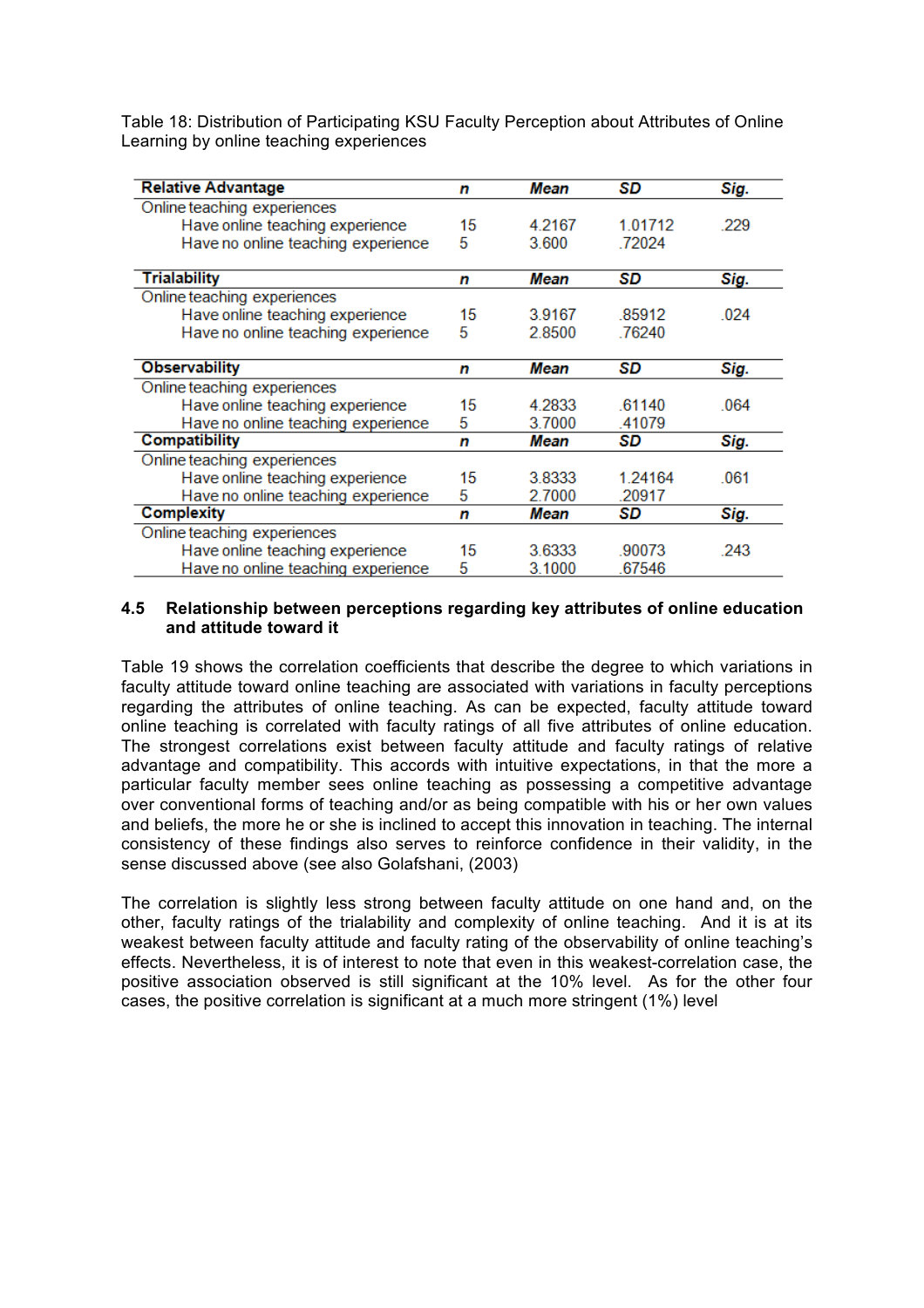Table 18: Distribution of Participating KSU Faculty Perception about Attributes of Online Learning by online teaching experiences

| **Relative Advantage** | ***n*** | ***Mean*** | ***SD*** | ***Sig.*** |
|---|---|---|---|---|
| Online teaching experiences | | | | |
| Have online teaching experience | 15 | 4.2167 | 1.01712 | .229 |
| Have no online teaching experience | 5 | 3.600 | .72024 | |
| **Trialability** | ***n*** | ***Mean*** | ***SD*** | ***Sig.*** |
| Online teaching experiences | | | | |
| Have online teaching experience | 15 | 3.9167 | .85912 | .024 |
| Have no online teaching experience | 5 | 2.8500 | .76240 | |
| **Observability** | ***n*** | ***Mean*** | ***SD*** | ***Sig.*** |
| Online teaching experiences | | | | |
| Have online teaching experience | 15 | 4.2833 | .61140 | .064 |
| Have no online teaching experience | 5 | 3.7000 | .41079 | |
| **Compatibility** | ***n*** | ***Mean*** | ***SD*** | ***Sig.*** |
| Online teaching experiences | | | | |
| Have online teaching experience | 15 | 3.8333 | 1.24164 | .061 |
| Have no online teaching experience | 5 | 2.7000 | .20917 | |
| **Complexity** | ***n*** | ***Mean*** | ***SD*** | ***Sig.*** |
| Online teaching experiences | | | | |
| Have online teaching experience | 15 | 3.6333 | .90073 | .243 |
| Have no online teaching experience | 5 | 3.1000 | .67546 | |

## 4.5 Relationship between perceptions regarding key attributes of online education and attitude toward it

Table 19 shows the correlation coefficients that describe the degree to which variations in faculty attitude toward online teaching are associated with variations in faculty perceptions regarding the attributes of online teaching. As can be expected, faculty attitude toward online teaching is correlated with faculty ratings of all five attributes of online education. The strongest correlations exist between faculty attitude and faculty ratings of relative advantage and compatibility. This accords with intuitive expectations, in that the more a particular faculty member sees online teaching as possessing a competitive advantage over conventional forms of teaching and/or as being compatible with his or her own values and beliefs, the more he or she is inclined to accept this innovation in teaching. The internal consistency of these findings also serves to reinforce confidence in their validity, in the sense discussed above (see also Golafshani, (2003)

The correlation is slightly less strong between faculty attitude on one hand and, on the other, faculty ratings of the trialability and complexity of online teaching. And it is at its weakest between faculty attitude and faculty rating of the observability of online teaching's effects. Nevertheless, it is of interest to note that even in this weakest-correlation case, the positive association observed is still significant at the 10% level. As for the other four cases, the positive correlation is significant at a much more stringent (1%) level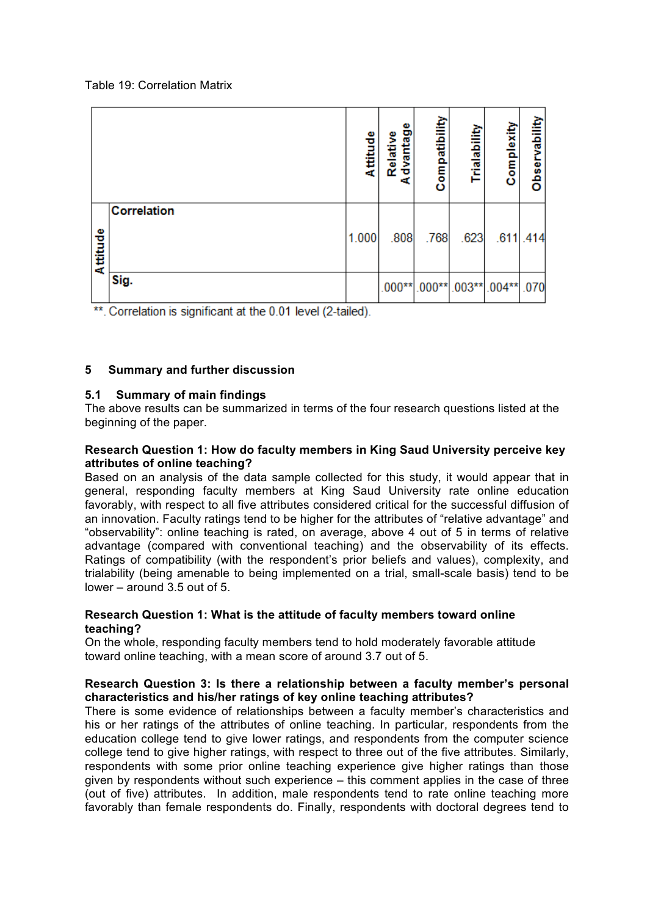Table 19: Correlation Matrix

| | | Attitude | Relative Advantage | Compatibility | Trialability | Complexity | Observability |
|---|---|---|---|---|---|---|---|
| Attitude | Correlation | 1.000 | .808 | .768 | .623 | .611 | .414 |
| | Sig. | | .000** | .000** | .003** | .004** | .070 |

**. Correlation is significant at the 0.01 level (2-tailed).

## 5 Summary and further discussion

### 5.1 Summary of main findings

The above results can be summarized in terms of the four research questions listed at the beginning of the paper.

**Research Question 1: How do faculty members in King Saud University perceive key attributes of online teaching?**

Based on an analysis of the data sample collected for this study, it would appear that in general, responding faculty members at King Saud University rate online education favorably, with respect to all five attributes considered critical for the successful diffusion of an innovation. Faculty ratings tend to be higher for the attributes of "relative advantage" and "observability": online teaching is rated, on average, above 4 out of 5 in terms of relative advantage (compared with conventional teaching) and the observability of its effects. Ratings of compatibility (with the respondent's prior beliefs and values), complexity, and trialability (being amenable to being implemented on a trial, small-scale basis) tend to be lower – around 3.5 out of 5.

**Research Question 1: What is the attitude of faculty members toward online teaching?**

On the whole, responding faculty members tend to hold moderately favorable attitude toward online teaching, with a mean score of around 3.7 out of 5.

**Research Question 3: Is there a relationship between a faculty member's personal characteristics and his/her ratings of key online teaching attributes?**

There is some evidence of relationships between a faculty member's characteristics and his or her ratings of the attributes of online teaching. In particular, respondents from the education college tend to give lower ratings, and respondents from the computer science college tend to give higher ratings, with respect to three out of the five attributes. Similarly, respondents with some prior online teaching experience give higher ratings than those given by respondents without such experience – this comment applies in the case of three (out of five) attributes. In addition, male respondents tend to rate online teaching more favorably than female respondents do. Finally, respondents with doctoral degrees tend to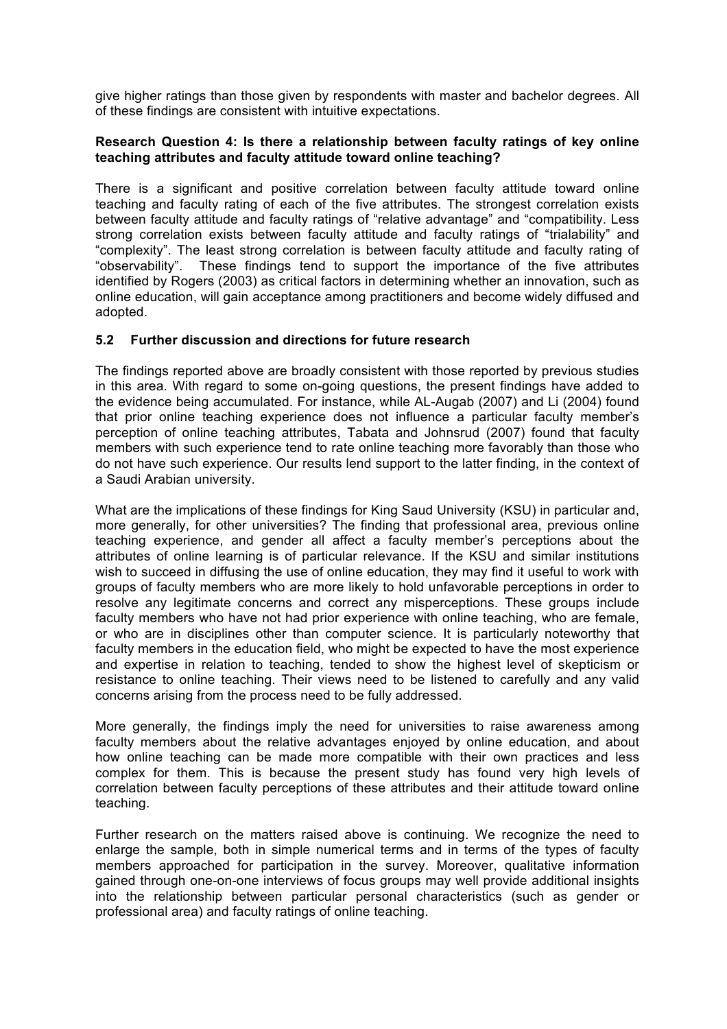give higher ratings than those given by respondents with master and bachelor degrees. All of these findings are consistent with intuitive expectations.

**Research Question 4: Is there a relationship between faculty ratings of key online teaching attributes and faculty attitude toward online teaching?**

There is a significant and positive correlation between faculty attitude toward online teaching and faculty rating of each of the five attributes. The strongest correlation exists between faculty attitude and faculty ratings of "relative advantage" and "compatibility. Less strong correlation exists between faculty attitude and faculty ratings of "trialability" and "complexity". The least strong correlation is between faculty attitude and faculty rating of "observability". These findings tend to support the importance of the five attributes identified by Rogers (2003) as critical factors in determining whether an innovation, such as online education, will gain acceptance among practitioners and become widely diffused and adopted.

### 5.2 Further discussion and directions for future research

The findings reported above are broadly consistent with those reported by previous studies in this area. With regard to some on-going questions, the present findings have added to the evidence being accumulated. For instance, while AL-Augab (2007) and Li (2004) found that prior online teaching experience does not influence a particular faculty member's perception of online teaching attributes, Tabata and Johnsrud (2007) found that faculty members with such experience tend to rate online teaching more favorably than those who do not have such experience. Our results lend support to the latter finding, in the context of a Saudi Arabian university.

What are the implications of these findings for King Saud University (KSU) in particular and, more generally, for other universities? The finding that professional area, previous online teaching experience, and gender all affect a faculty member's perceptions about the attributes of online learning is of particular relevance. If the KSU and similar institutions wish to succeed in diffusing the use of online education, they may find it useful to work with groups of faculty members who are more likely to hold unfavorable perceptions in order to resolve any legitimate concerns and correct any misperceptions. These groups include faculty members who have not had prior experience with online teaching, who are female, or who are in disciplines other than computer science. It is particularly noteworthy that faculty members in the education field, who might be expected to have the most experience and expertise in relation to teaching, tended to show the highest level of skepticism or resistance to online teaching. Their views need to be listened to carefully and any valid concerns arising from the process need to be fully addressed.

More generally, the findings imply the need for universities to raise awareness among faculty members about the relative advantages enjoyed by online education, and about how online teaching can be made more compatible with their own practices and less complex for them. This is because the present study has found very high levels of correlation between faculty perceptions of these attributes and their attitude toward online teaching.

Further research on the matters raised above is continuing. We recognize the need to enlarge the sample, both in simple numerical terms and in terms of the types of faculty members approached for participation in the survey. Moreover, qualitative information gained through one-on-one interviews of focus groups may well provide additional insights into the relationship between particular personal characteristics (such as gender or professional area) and faculty ratings of online teaching.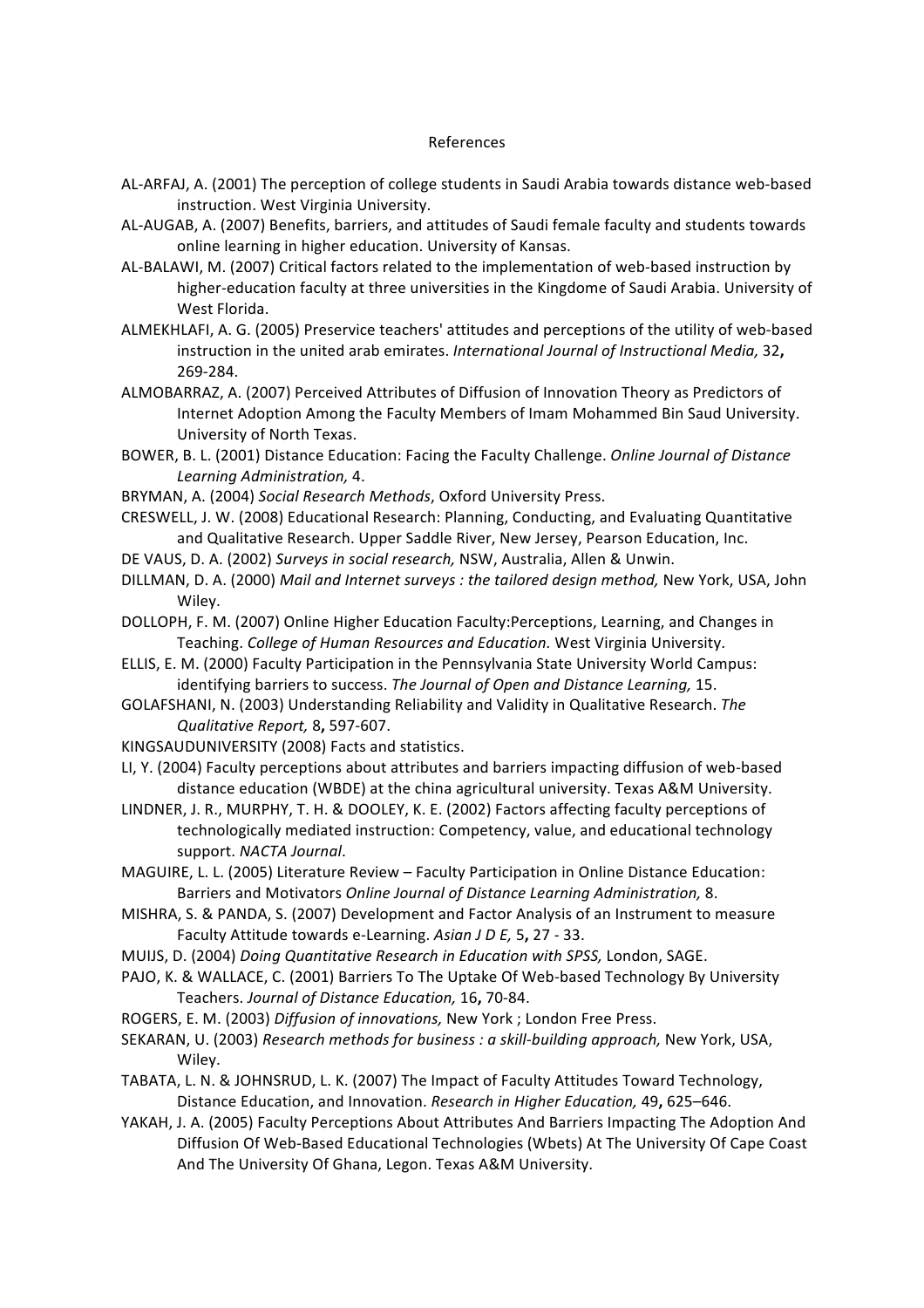# References

AL-ARFAJ, A. (2001) The perception of college students in Saudi Arabia towards distance web-based instruction. West Virginia University.

AL-AUGAB, A. (2007) Benefits, barriers, and attitudes of Saudi female faculty and students towards online learning in higher education. University of Kansas.

AL-BALAWI, M. (2007) Critical factors related to the implementation of web-based instruction by higher-education faculty at three universities in the Kingdome of Saudi Arabia. University of West Florida.

ALMEKHLAFI, A. G. (2005) Preservice teachers' attitudes and perceptions of the utility of web-based instruction in the united arab emirates. *International Journal of Instructional Media,* 32**,** 269-284.

ALMOBARRAZ, A. (2007) Perceived Attributes of Diffusion of Innovation Theory as Predictors of Internet Adoption Among the Faculty Members of Imam Mohammed Bin Saud University. University of North Texas.

BOWER, B. L. (2001) Distance Education: Facing the Faculty Challenge. *Online Journal of Distance Learning Administration,* 4.

BRYMAN, A. (2004) *Social Research Methods*, Oxford University Press.

CRESWELL, J. W. (2008) Educational Research: Planning, Conducting, and Evaluating Quantitative and Qualitative Research. Upper Saddle River, New Jersey, Pearson Education, Inc.

DE VAUS, D. A. (2002) *Surveys in social research,* NSW, Australia, Allen & Unwin.

DILLMAN, D. A. (2000) *Mail and Internet surveys : the tailored design method,* New York, USA, John Wiley.

DOLLOPH, F. M. (2007) Online Higher Education Faculty:Perceptions, Learning, and Changes in Teaching. *College of Human Resources and Education.* West Virginia University.

ELLIS, E. M. (2000) Faculty Participation in the Pennsylvania State University World Campus: identifying barriers to success. *The Journal of Open and Distance Learning,* 15.

GOLAFSHANI, N. (2003) Understanding Reliability and Validity in Qualitative Research. *The Qualitative Report,* 8**,** 597-607.

KINGSAUDUNIVERSITY (2008) Facts and statistics.

LI, Y. (2004) Faculty perceptions about attributes and barriers impacting diffusion of web-based distance education (WBDE) at the china agricultural university. Texas A&M University.

LINDNER, J. R., MURPHY, T. H. & DOOLEY, K. E. (2002) Factors affecting faculty perceptions of technologically mediated instruction: Competency, value, and educational technology support. *NACTA Journal*.

MAGUIRE, L. L. (2005) Literature Review – Faculty Participation in Online Distance Education: Barriers and Motivators *Online Journal of Distance Learning Administration,* 8.

MISHRA, S. & PANDA, S. (2007) Development and Factor Analysis of an Instrument to measure Faculty Attitude towards e-Learning. *Asian J D E,* 5**,** 27 - 33.

MUIJS, D. (2004) *Doing Quantitative Research in Education with SPSS,* London, SAGE.

PAJO, K. & WALLACE, C. (2001) Barriers To The Uptake Of Web-based Technology By University Teachers. *Journal of Distance Education,* 16**,** 70-84.

ROGERS, E. M. (2003) *Diffusion of innovations,* New York ; London Free Press.

SEKARAN, U. (2003) *Research methods for business : a skill-building approach,* New York, USA, Wiley.

TABATA, L. N. & JOHNSRUD, L. K. (2007) The Impact of Faculty Attitudes Toward Technology, Distance Education, and Innovation. *Research in Higher Education,* 49**,** 625–646.

YAKAH, J. A. (2005) Faculty Perceptions About Attributes And Barriers Impacting The Adoption And Diffusion Of Web-Based Educational Technologies (Wbets) At The University Of Cape Coast And The University Of Ghana, Legon. Texas A&M University.